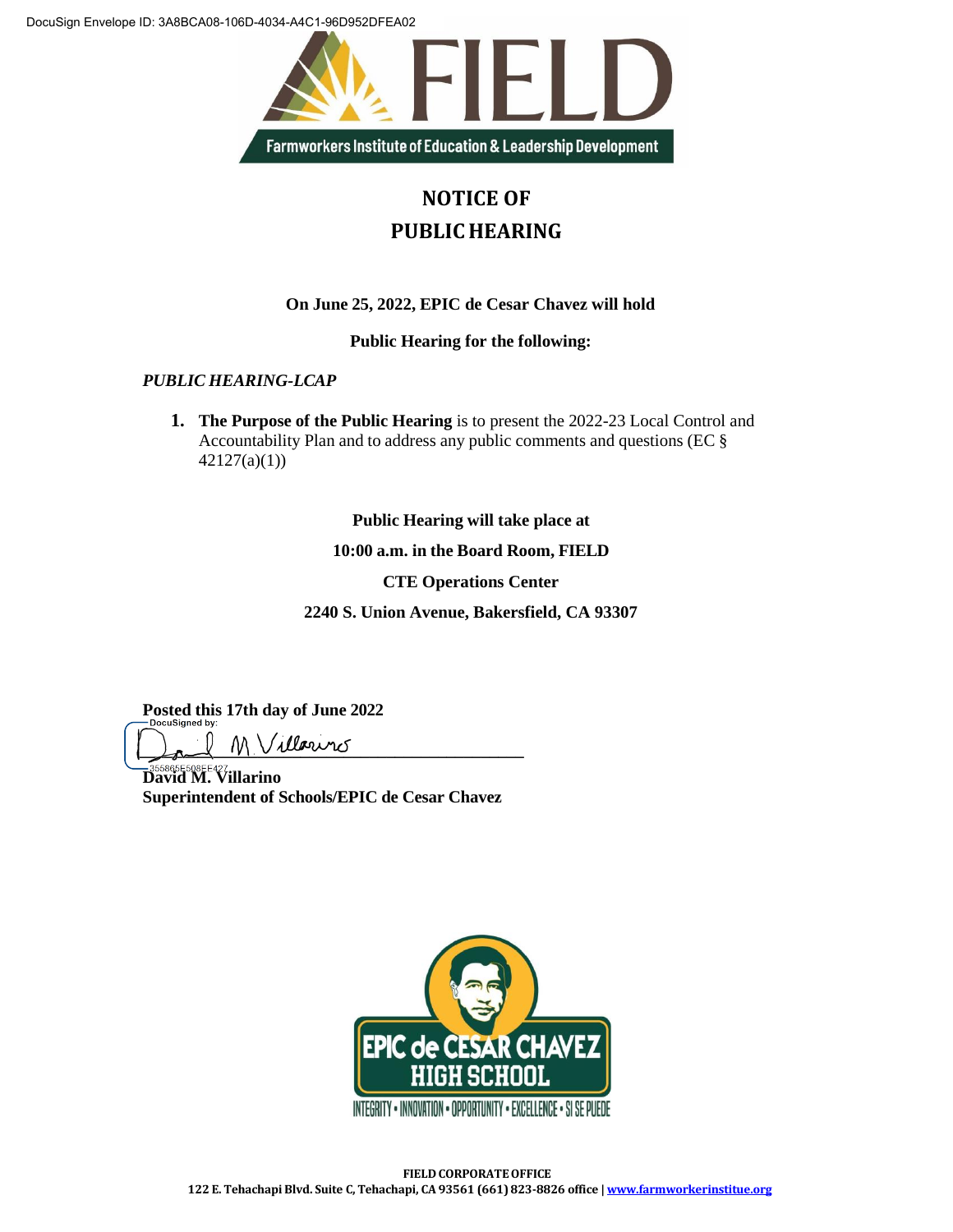DocuSign Envelope ID: 3A8BCA08-106D-4034-A4C1-96D952DFEA02

FIELD

Farmworkers Institute of Education & Leadership Development

# NOTICE OF PUBLIC HEARING

**On June 25, 2022, EPIC de Cesar Chavez will hold**

**Public Hearing for the following:**

***PUBLIC HEARING-LCAP***

1. **The Purpose of the Public Hearing** is to present the 2022-23 Local Control and Accountability Plan and to address any public comments and questions (EC § 42127(a)(1))

**Public Hearing will take place at**

**10:00 a.m. in the Board Room, FIELD**

**CTE Operations Center**

**2240 S. Union Avenue, Bakersfield, CA 93307**

**Posted this 17th day of June 2022**

DocuSigned by:

355865E508EE427

**David M. Villarino**
**Superintendent of Schools/EPIC de Cesar Chavez**

EPIC de CESAR CHAVEZ HIGH SCHOOL

INTEGRITY • INNOVATION • OPPORTUNITY • EXCELLENCE • SI SE PUEDE

**FIELD CORPORATE OFFICE**
**122 E. Tehachapi Blvd. Suite C, Tehachapi, CA 93561 (661) 823-8826 office | www.farmworkerinstitue.org**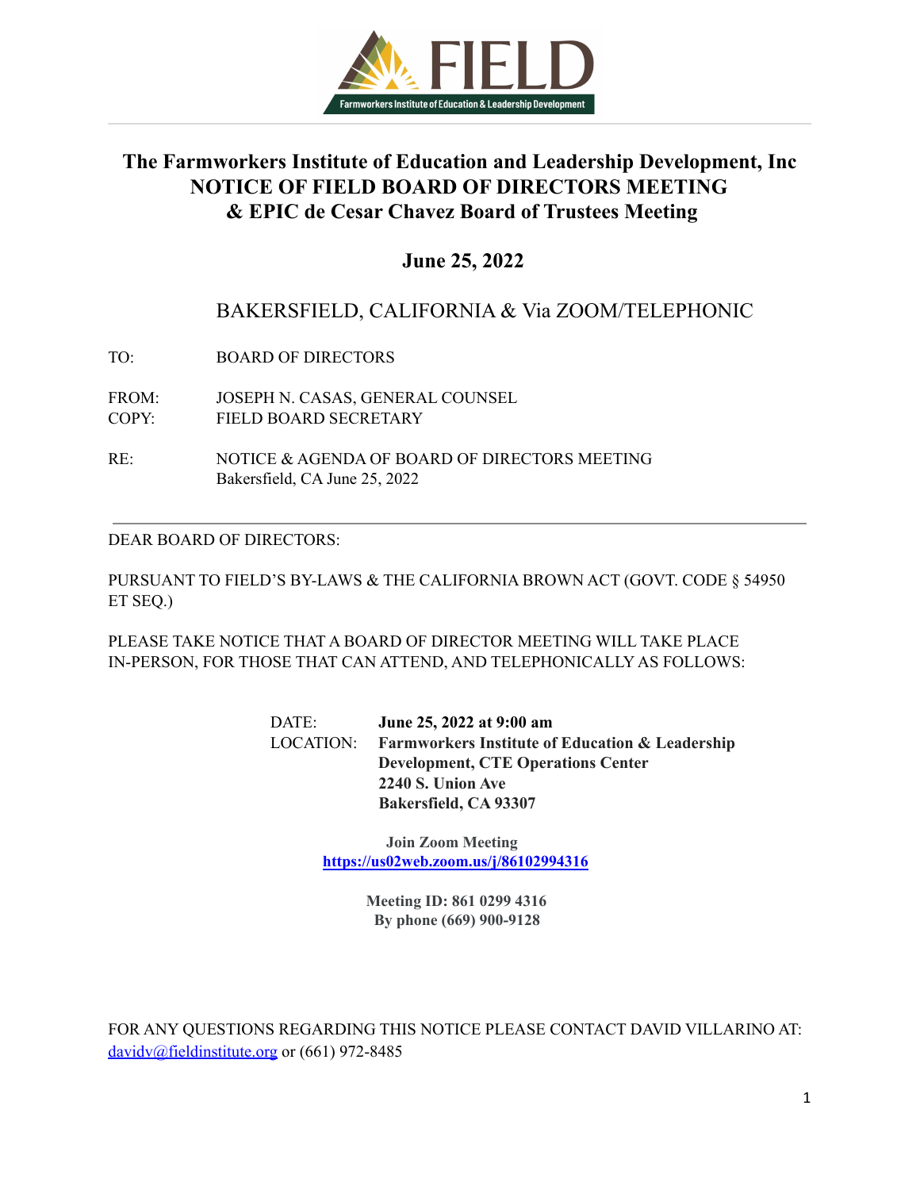# The Farmworkers Institute of Education and Leadership Development, Inc
# NOTICE OF FIELD BOARD OF DIRECTORS MEETING
# & EPIC de Cesar Chavez Board of Trustees Meeting

## June 25, 2022

### BAKERSFIELD, CALIFORNIA & Via ZOOM/TELEPHONIC

TO: BOARD OF DIRECTORS

FROM: JOSEPH N. CASAS, GENERAL COUNSEL
COPY: FIELD BOARD SECRETARY

RE: NOTICE & AGENDA OF BOARD OF DIRECTORS MEETING
Bakersfield, CA June 25, 2022

---

DEAR BOARD OF DIRECTORS:

PURSUANT TO FIELD'S BY-LAWS & THE CALIFORNIA BROWN ACT (GOVT. CODE § 54950 ET SEQ.)

PLEASE TAKE NOTICE THAT A BOARD OF DIRECTOR MEETING WILL TAKE PLACE IN-PERSON, FOR THOSE THAT CAN ATTEND, AND TELEPHONICALLY AS FOLLOWS:

DATE: **June 25, 2022 at 9:00 am**
LOCATION: **Farmworkers Institute of Education & Leadership Development, CTE Operations Center**
**2240 S. Union Ave**
**Bakersfield, CA 93307**

**Join Zoom Meeting**
**https://us02web.zoom.us/j/86102994316**

**Meeting ID: 861 0299 4316**
**By phone (669) 900-9128**

FOR ANY QUESTIONS REGARDING THIS NOTICE PLEASE CONTACT DAVID VILLARINO AT: davidv@fieldinstitute.org or (661) 972-8485